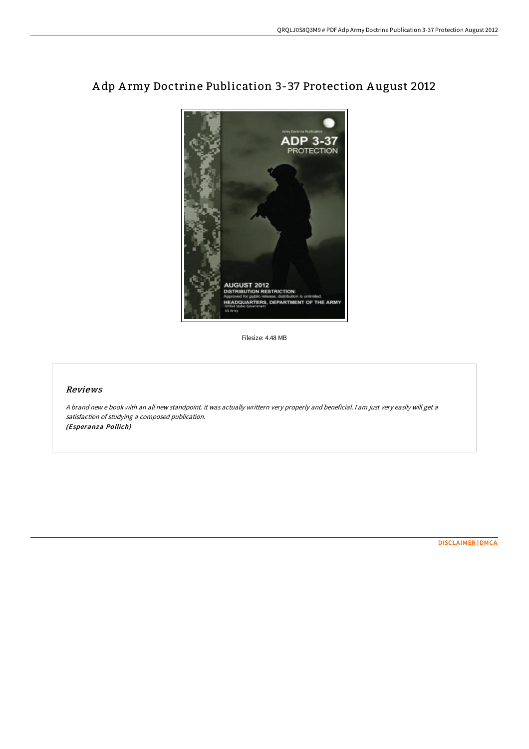# Adp Army Doctrine Publication 3-37 Protection August 2012

Filesize: 4.48 MB

## Reviews

*A brand new e book with an all new standpoint. it was actually writtern very properly and beneficial. I am just very easily will get a satisfaction of studying a composed publication.*
*(Esperanza Pollich)*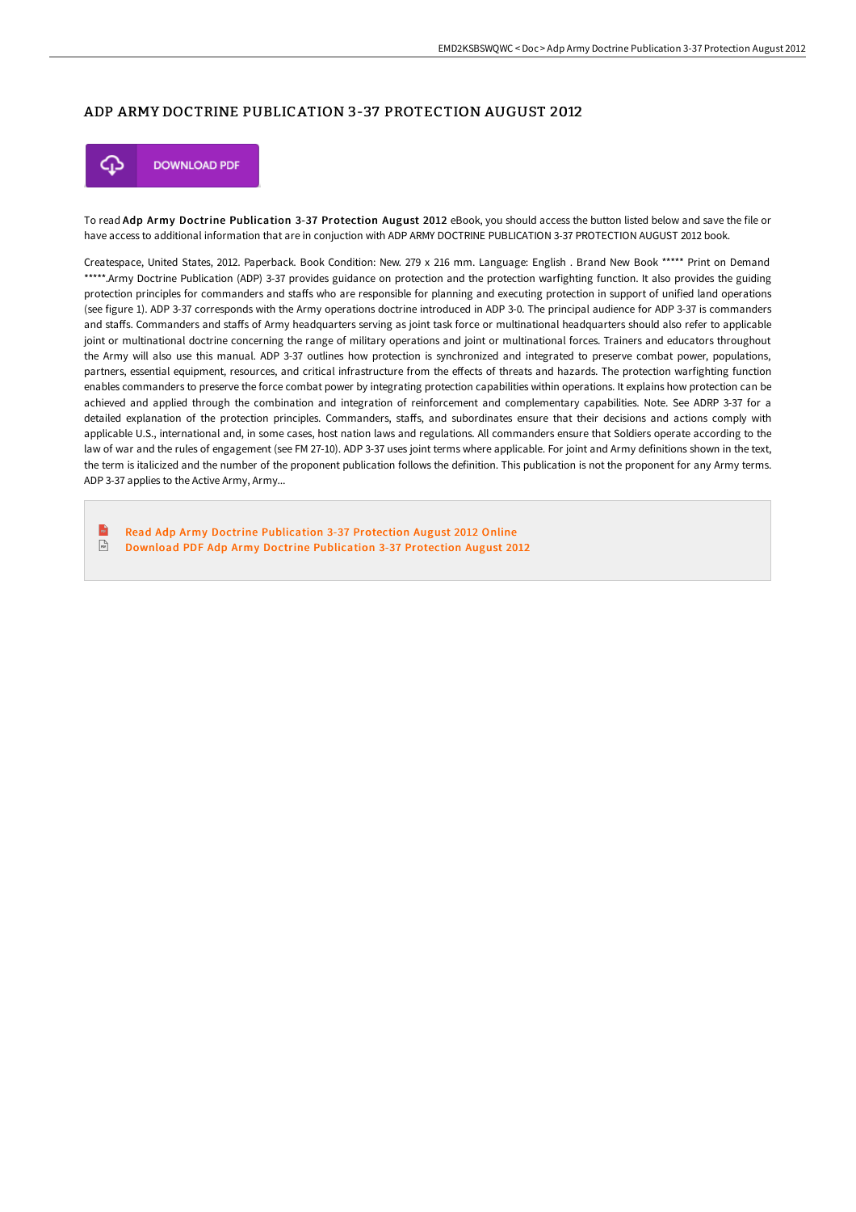# ADP ARMY DOCTRINE PUBLICATION 3-37 PROTECTION AUGUST 2012

DOWNLOAD PDF

To read **Adp Army Doctrine Publication 3-37 Protection August 2012** eBook, you should access the button listed below and save the file or have access to additional information that are in conjuction with ADP ARMY DOCTRINE PUBLICATION 3-37 PROTECTION AUGUST 2012 book.

Createspace, United States, 2012. Paperback. Book Condition: New. 279 x 216 mm. Language: English . Brand New Book ***** Print on Demand *****.Army Doctrine Publication (ADP) 3-37 provides guidance on protection and the protection warfighting function. It also provides the guiding protection principles for commanders and staffs who are responsible for planning and executing protection in support of unified land operations (see figure 1). ADP 3-37 corresponds with the Army operations doctrine introduced in ADP 3-0. The principal audience for ADP 3-37 is commanders and staffs. Commanders and staffs of Army headquarters serving as joint task force or multinational headquarters should also refer to applicable joint or multinational doctrine concerning the range of military operations and joint or multinational forces. Trainers and educators throughout the Army will also use this manual. ADP 3-37 outlines how protection is synchronized and integrated to preserve combat power, populations, partners, essential equipment, resources, and critical infrastructure from the effects of threats and hazards. The protection warfighting function enables commanders to preserve the force combat power by integrating protection capabilities within operations. It explains how protection can be achieved and applied through the combination and integration of reinforcement and complementary capabilities. Note. See ADRP 3-37 for a detailed explanation of the protection principles. Commanders, staffs, and subordinates ensure that their decisions and actions comply with applicable U.S., international and, in some cases, host nation laws and regulations. All commanders ensure that Soldiers operate according to the law of war and the rules of engagement (see FM 27-10). ADP 3-37 uses joint terms where applicable. For joint and Army definitions shown in the text, the term is italicized and the number of the proponent publication follows the definition. This publication is not the proponent for any Army terms. ADP 3-37 applies to the Active Army, Army...

- Read Adp Army Doctrine Publication 3-37 Protection August 2012 Online
- Download PDF Adp Army Doctrine Publication 3-37 Protection August 2012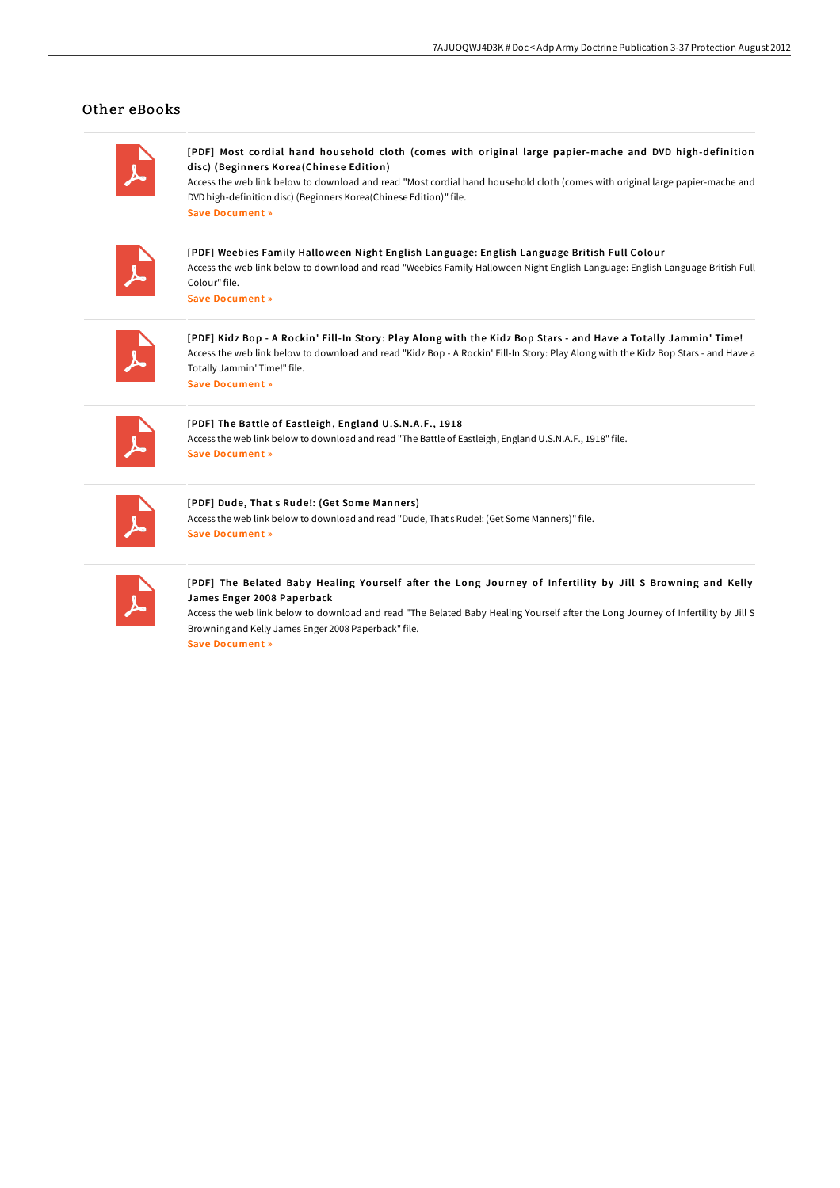## Other eBooks

**[PDF] Most cordial hand household cloth (comes with original large papier-mache and DVD high-definition disc) (Beginners Korea(Chinese Edition)**

Access the web link below to download and read "Most cordial hand household cloth (comes with original large papier-mache and DVD high-definition disc) (Beginners Korea(Chinese Edition)" file.

Save Document »

**[PDF] Weebies Family Halloween Night English Language: English Language British Full Colour**

Access the web link below to download and read "Weebies Family Halloween Night English Language: English Language British Full Colour" file.

Save Document »

**[PDF] Kidz Bop - A Rockin' Fill-In Story: Play Along with the Kidz Bop Stars - and Have a Totally Jammin' Time!**

Access the web link below to download and read "Kidz Bop - A Rockin' Fill-In Story: Play Along with the Kidz Bop Stars - and Have a Totally Jammin' Time!" file.

Save Document »

**[PDF] The Battle of Eastleigh, England U.S.N.A.F., 1918**

Access the web link below to download and read "The Battle of Eastleigh, England U.S.N.A.F., 1918" file.

Save Document »

**[PDF] Dude, That s Rude!: (Get Some Manners)**

Access the web link below to download and read "Dude, That s Rude!: (Get Some Manners)" file.

Save Document »

**[PDF] The Belated Baby Healing Yourself after the Long Journey of Infertility by Jill S Browning and Kelly James Enger 2008 Paperback**

Access the web link below to download and read "The Belated Baby Healing Yourself after the Long Journey of Infertility by Jill S Browning and Kelly James Enger 2008 Paperback" file.

Save Document »